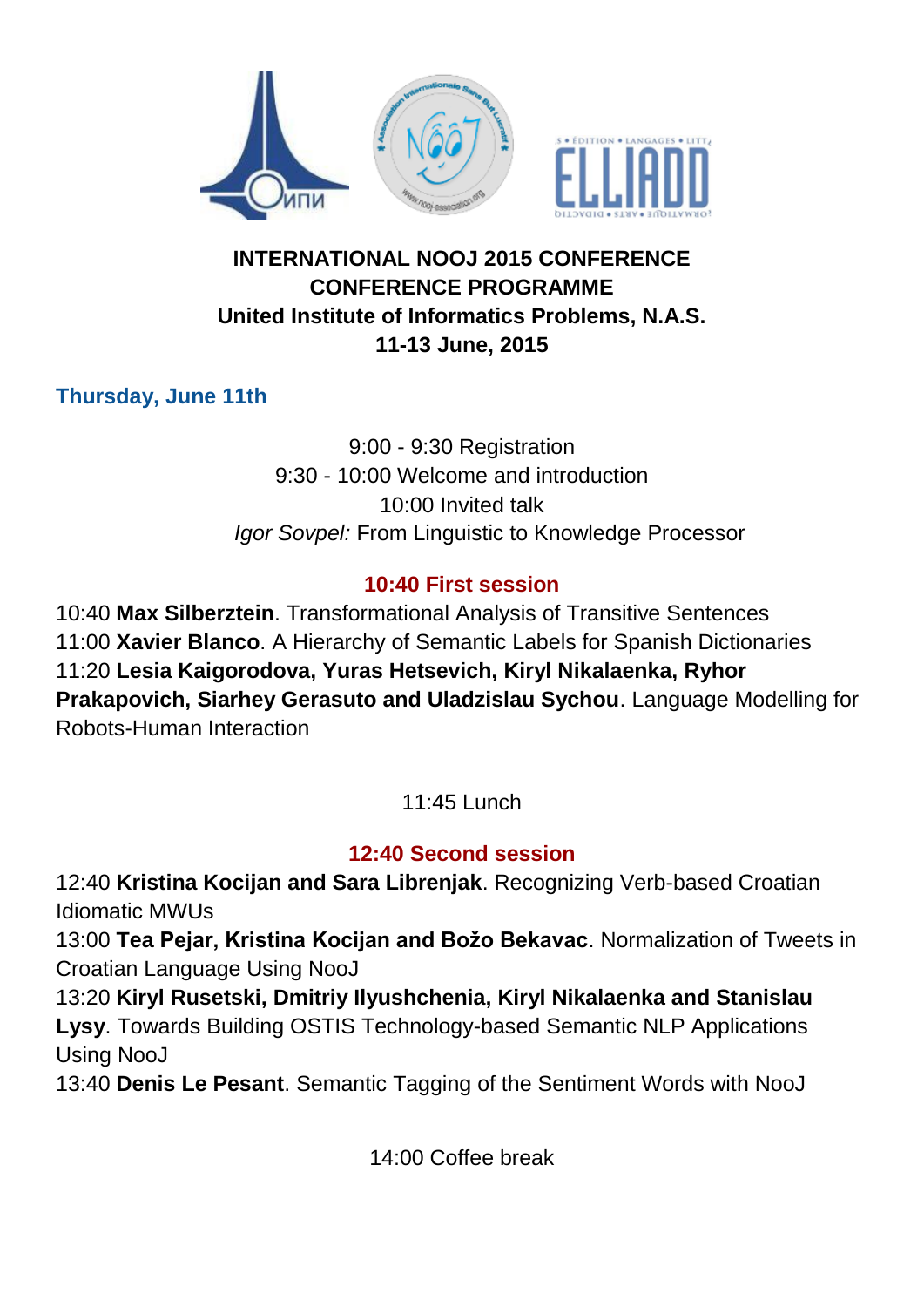# INTERNATIONAL NOOJ 2015 CONFERENCE
## CONFERENCE PROGRAMME
**United Institute of Informatics Problems, N.A.S.**
**11-13 June, 2015**

### Thursday, June 11th

9:00 - 9:30 Registration
9:30 - 10:00 Welcome and introduction
10:00 Invited talk
*Igor Sovpel:* From Linguistic to Knowledge Processor

### 10:40 First session

10:40 **Max Silberztein**. Transformational Analysis of Transitive Sentences
11:00 **Xavier Blanco**. A Hierarchy of Semantic Labels for Spanish Dictionaries
11:20 **Lesia Kaigorodova, Yuras Hetsevich, Kiryl Nikalaenka, Ryhor Prakapovich, Siarhey Gerasuto and Uladzislau Sychou**. Language Modelling for Robots-Human Interaction

11:45 Lunch

### 12:40 Second session

12:40 **Kristina Kocijan and Sara Librenjak**. Recognizing Verb-based Croatian Idiomatic MWUs
13:00 **Tea Pejar, Kristina Kocijan and Božo Bekavac**. Normalization of Tweets in Croatian Language Using NooJ
13:20 **Kiryl Rusetski, Dmitriy Ilyushchenia, Kiryl Nikalaenka and Stanislau Lysy**. Towards Building OSTIS Technology-based Semantic NLP Applications Using NooJ
13:40 **Denis Le Pesant**. Semantic Tagging of the Sentiment Words with NooJ

14:00 Coffee break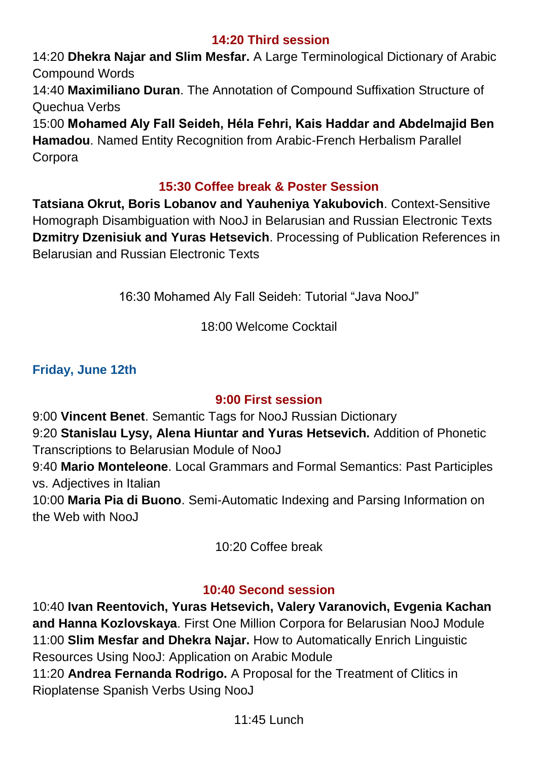### 14:20 Third session

14:20 **Dhekra Najar and Slim Mesfar.** A Large Terminological Dictionary of Arabic Compound Words
14:40 **Maximiliano Duran**. The Annotation of Compound Suffixation Structure of Quechua Verbs
15:00 **Mohamed Aly Fall Seideh, Héla Fehri, Kais Haddar and Abdelmajid Ben Hamadou**. Named Entity Recognition from Arabic-French Herbalism Parallel Corpora

### 15:30 Coffee break & Poster Session

**Tatsiana Okrut, Boris Lobanov and Yauheniya Yakubovich**. Context-Sensitive Homograph Disambiguation with NooJ in Belarusian and Russian Electronic Texts
**Dzmitry Dzenisiuk and Yuras Hetsevich**. Processing of Publication References in Belarusian and Russian Electronic Texts

16:30 Mohamed Aly Fall Seideh: Tutorial "Java NooJ"

18:00 Welcome Cocktail

## Friday, June 12th

### 9:00 First session

9:00 **Vincent Benet**. Semantic Tags for NooJ Russian Dictionary
9:20 **Stanislau Lysy, Alena Hiuntar and Yuras Hetsevich.** Addition of Phonetic Transcriptions to Belarusian Module of NooJ
9:40 **Mario Monteleone**. Local Grammars and Formal Semantics: Past Participles vs. Adjectives in Italian
10:00 **Maria Pia di Buono**. Semi-Automatic Indexing and Parsing Information on the Web with NooJ

10:20 Coffee break

### 10:40 Second session

10:40 **Ivan Reentovich, Yuras Hetsevich, Valery Varanovich, Evgenia Kachan and Hanna Kozlovskaya**. First One Million Corpora for Belarusian NooJ Module
11:00 **Slim Mesfar and Dhekra Najar.** How to Automatically Enrich Linguistic Resources Using NooJ: Application on Arabic Module
11:20 **Andrea Fernanda Rodrigo.** A Proposal for the Treatment of Clitics in Rioplatense Spanish Verbs Using NooJ

11:45 Lunch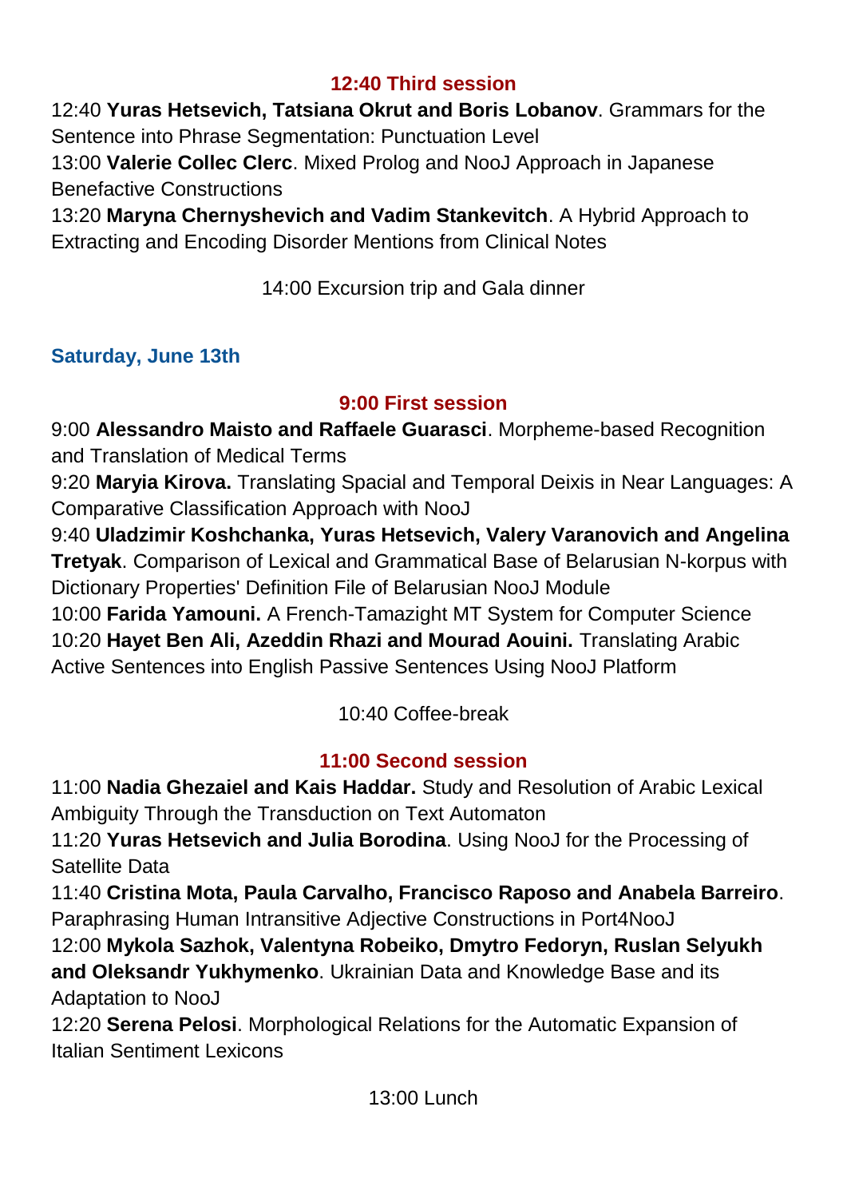### 12:40 Third session

12:40 **Yuras Hetsevich, Tatsiana Okrut and Boris Lobanov**. Grammars for the Sentence into Phrase Segmentation: Punctuation Level

13:00 **Valerie Collec Clerc**. Mixed Prolog and NooJ Approach in Japanese Benefactive Constructions

13:20 **Maryna Chernyshevich and Vadim Stankevitch**. A Hybrid Approach to Extracting and Encoding Disorder Mentions from Clinical Notes

14:00 Excursion trip and Gala dinner

## Saturday, June 13th

### 9:00 First session

9:00 **Alessandro Maisto and Raffaele Guarasci**. Morpheme-based Recognition and Translation of Medical Terms

9:20 **Maryia Kirova.** Translating Spacial and Temporal Deixis in Near Languages: A Comparative Classification Approach with NooJ

9:40 **Uladzimir Koshchanka, Yuras Hetsevich, Valery Varanovich and Angelina Tretyak**. Comparison of Lexical and Grammatical Base of Belarusian N-korpus with Dictionary Properties' Definition File of Belarusian NooJ Module

10:00 **Farida Yamouni.** A French-Tamazight MT System for Computer Science

10:20 **Hayet Ben Ali, Azeddin Rhazi and Mourad Aouini.** Translating Arabic Active Sentences into English Passive Sentences Using NooJ Platform

10:40 Coffee-break

### 11:00 Second session

11:00 **Nadia Ghezaiel and Kais Haddar.** Study and Resolution of Arabic Lexical Ambiguity Through the Transduction on Text Automaton

11:20 **Yuras Hetsevich and Julia Borodina**. Using NooJ for the Processing of Satellite Data

11:40 **Cristina Mota, Paula Carvalho, Francisco Raposo and Anabela Barreiro**. Paraphrasing Human Intransitive Adjective Constructions in Port4NooJ

12:00 **Mykola Sazhok, Valentyna Robeiko, Dmytro Fedoryn, Ruslan Selyukh and Oleksandr Yukhymenko**. Ukrainian Data and Knowledge Base and its Adaptation to NooJ

12:20 **Serena Pelosi**. Morphological Relations for the Automatic Expansion of Italian Sentiment Lexicons

13:00 Lunch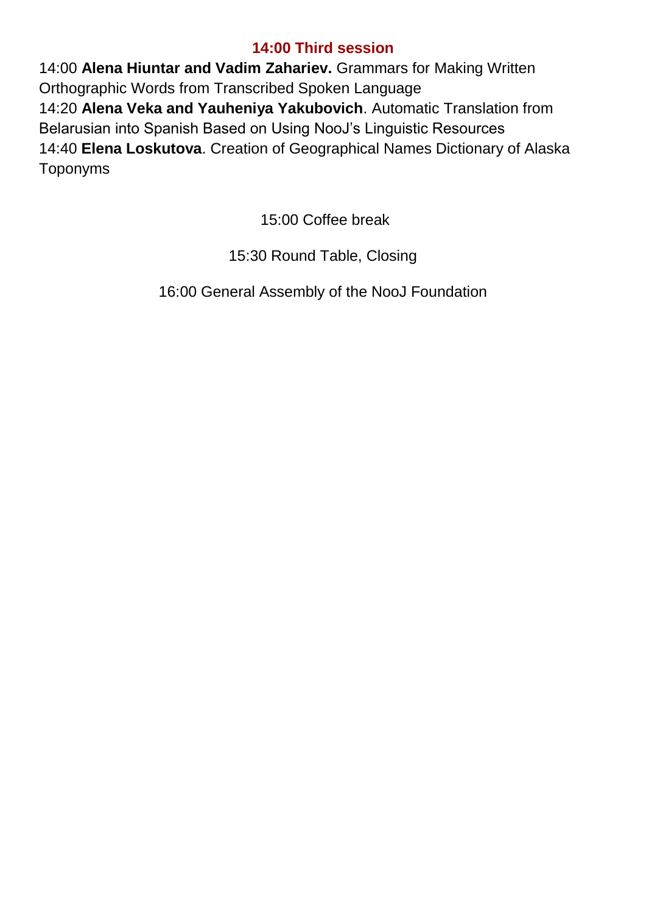### 14:00 Third session

14:00 **Alena Hiuntar and Vadim Zahariev.** Grammars for Making Written Orthographic Words from Transcribed Spoken Language
14:20 **Alena Veka and Yauheniya Yakubovich**. Automatic Translation from Belarusian into Spanish Based on Using NooJ's Linguistic Resources
14:40 **Elena Loskutova**. Creation of Geographical Names Dictionary of Alaska Toponyms

15:00 Coffee break

15:30 Round Table, Closing

16:00 General Assembly of the NooJ Foundation